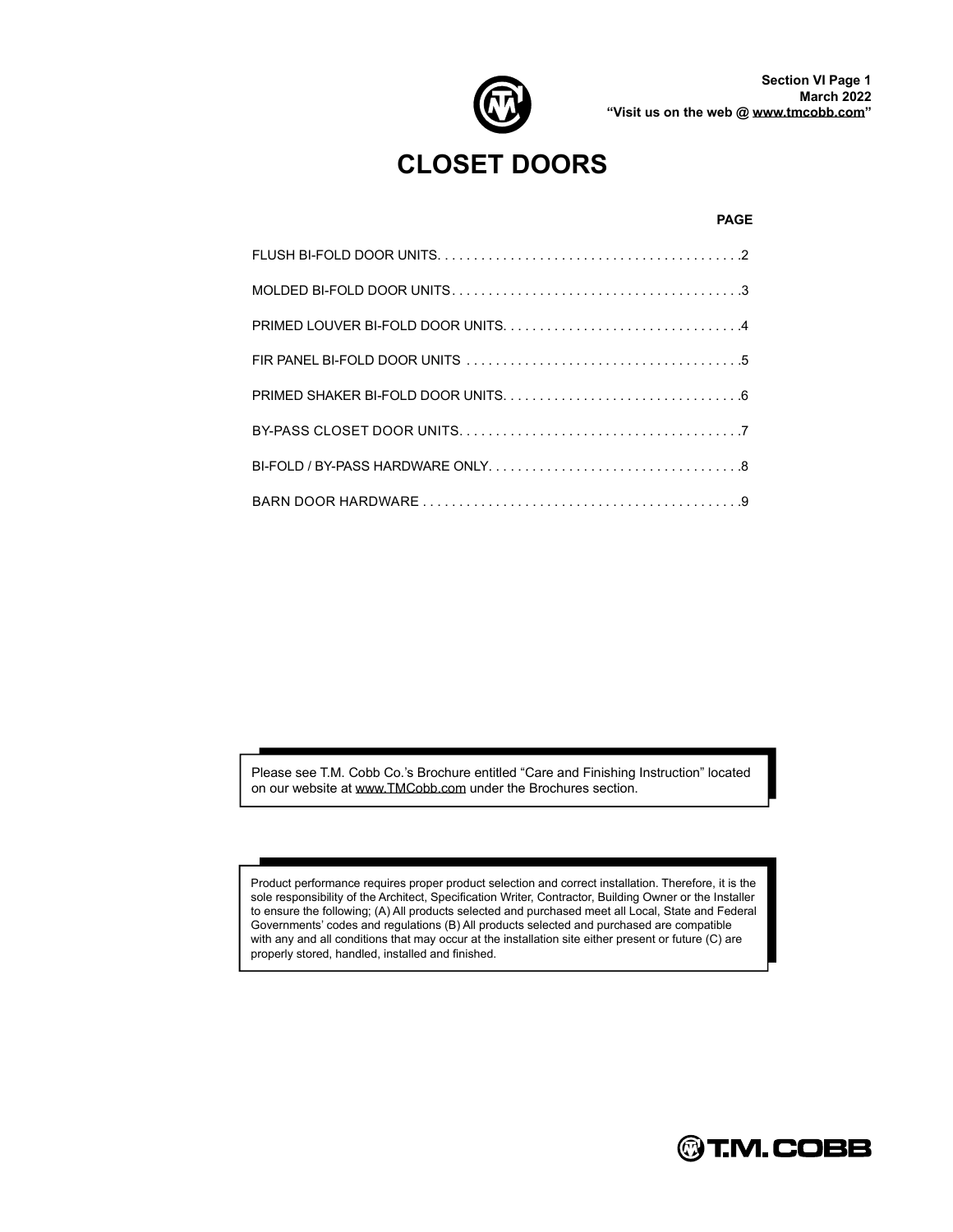Section VI Page 1
March 2022
"Visit us on the web @ www.tmcobb.com"

# CLOSET DOORS

| | PAGE |
|---|---|
| FLUSH BI-FOLD DOOR UNITS | 2 |
| MOLDED BI-FOLD DOOR UNITS | 3 |
| PRIMED LOUVER BI-FOLD DOOR UNITS | 4 |
| FIR PANEL BI-FOLD DOOR UNITS | 5 |
| PRIMED SHAKER BI-FOLD DOOR UNITS | 6 |
| BY-PASS CLOSET DOOR UNITS | 7 |
| BI-FOLD / BY-PASS HARDWARE ONLY | 8 |
| BARN DOOR HARDWARE | 9 |

Please see T.M. Cobb Co.'s Brochure entitled "Care and Finishing Instruction" located on our website at www.TMCobb.com under the Brochures section.

Product performance requires proper product selection and correct installation. Therefore, it is the sole responsibility of the Architect, Specification Writer, Contractor, Building Owner or the Installer to ensure the following; (A) All products selected and purchased meet all Local, State and Federal Governments' codes and regulations (B) All products selected and purchased are compatible with any and all conditions that may occur at the installation site either present or future (C) are properly stored, handled, installed and finished.

T.M. COBB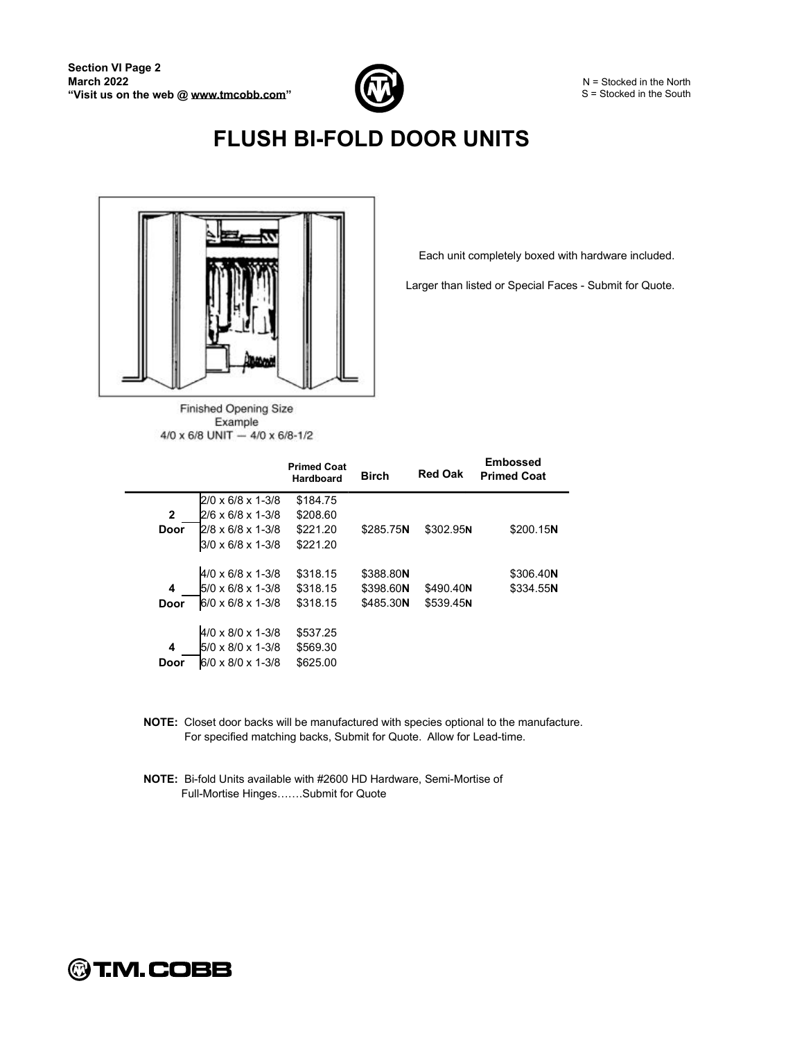# FLUSH BI-FOLD DOOR UNITS

Finished Opening Size
Example
4/0 x 6/8 UNIT — 4/0 x 6/8-1/2

Each unit completely boxed with hardware included.

Larger than listed or Special Faces - Submit for Quote.

| | | Primed Coat Hardboard | Birch | Red Oak | Embossed Primed Coat |
|---|---|---|---|---|---|
| 2 Door | 2/0 x 6/8 x 1-3/8 | $184.75 | | | |
| | 2/6 x 6/8 x 1-3/8 | $208.60 | | | |
| | 2/8 x 6/8 x 1-3/8 | $221.20 | $285.75**N** | $302.95**N** | $200.15**N** |
| | 3/0 x 6/8 x 1-3/8 | $221.20 | | | |
| 4 Door | 4/0 x 6/8 x 1-3/8 | $318.15 | $388.80**N** | | $306.40**N** |
| | 5/0 x 6/8 x 1-3/8 | $318.15 | $398.60**N** | $490.40**N** | $334.55**N** |
| | 6/0 x 6/8 x 1-3/8 | $318.15 | $485.30**N** | $539.45**N** | |
| 4 Door | 4/0 x 8/0 x 1-3/8 | $537.25 | | | |
| | 5/0 x 8/0 x 1-3/8 | $569.30 | | | |
| | 6/0 x 8/0 x 1-3/8 | $625.00 | | | |

**NOTE:** Closet door backs will be manufactured with species optional to the manufacture. For specified matching backs, Submit for Quote. Allow for Lead-time.

**NOTE:** Bi-fold Units available with #2600 HD Hardware, Semi-Mortise of Full-Mortise Hinges…….Submit for Quote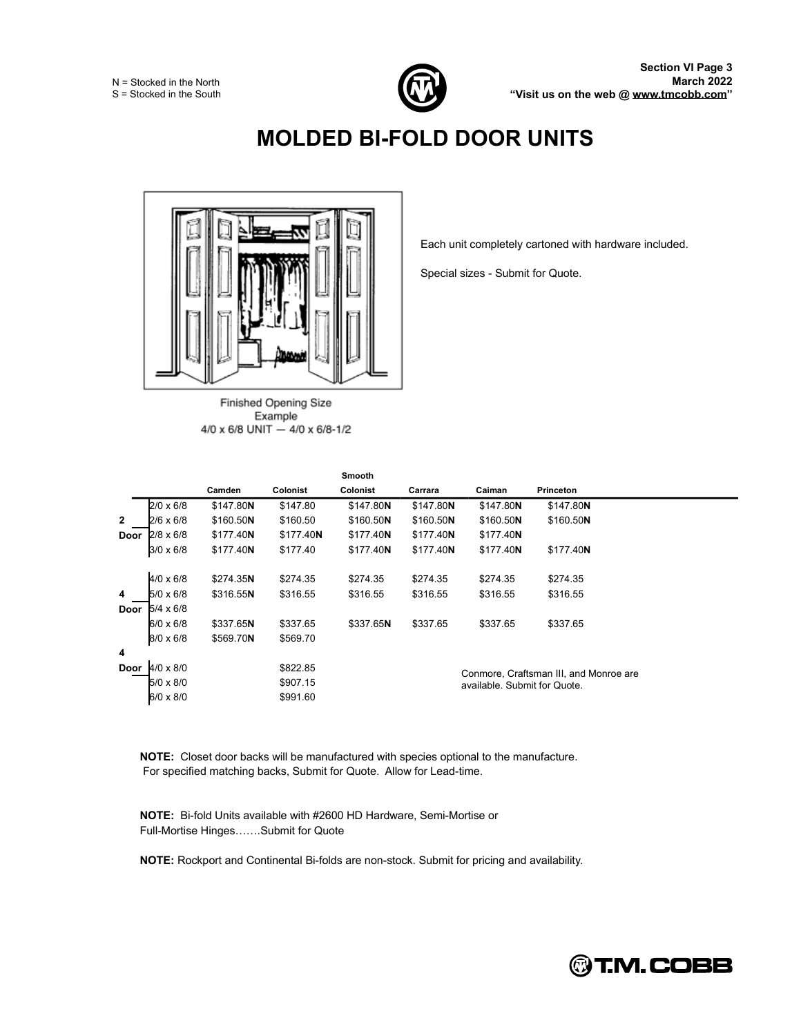N = Stocked in the North
S = Stocked in the South

# MOLDED BI-FOLD DOOR UNITS

Finished Opening Size
Example
4/0 x 6/8 UNIT — 4/0 x 6/8-1/2

Each unit completely cartoned with hardware included.

Special sizes - Submit for Quote.

| | | Camden | Colonist | Smooth Colonist | Carrara | Caiman | Princeton |
|---|---|---|---|---|---|---|---|
| 2 Door | 2/0 x 6/8 | $147.80**N** | $147.80 | $147.80**N** | $147.80**N** | $147.80**N** | $147.80**N** |
| | 2/6 x 6/8 | $160.50**N** | $160.50 | $160.50**N** | $160.50**N** | $160.50**N** | $160.50**N** |
| | 2/8 x 6/8 | $177.40**N** | $177.40**N** | $177.40**N** | $177.40**N** | $177.40**N** | |
| | 3/0 x 6/8 | $177.40**N** | $177.40 | $177.40**N** | $177.40**N** | $177.40**N** | $177.40**N** |
| 4 Door | 4/0 x 6/8 | $274.35**N** | $274.35 | $274.35 | $274.35 | $274.35 | $274.35 |
| | 5/0 x 6/8 | $316.55**N** | $316.55 | $316.55 | $316.55 | $316.55 | $316.55 |
| | 5/4 x 6/8 | | | | | | |
| | 6/0 x 6/8 | $337.65**N** | $337.65 | $337.65**N** | $337.65 | $337.65 | $337.65 |
| | 8/0 x 6/8 | $569.70**N** | $569.70 | | | | |
| 4 Door | 4/0 x 8/0 | | $822.85 | | | | |
| | 5/0 x 8/0 | | $907.15 | | | | |
| | 6/0 x 8/0 | | $991.60 | | | | |

Conmore, Craftsman III, and Monroe are available. Submit for Quote.

**NOTE:** Closet door backs will be manufactured with species optional to the manufacture. For specified matching backs, Submit for Quote. Allow for Lead-time.

**NOTE:** Bi-fold Units available with #2600 HD Hardware, Semi-Mortise or Full-Mortise Hinges…….Submit for Quote

**NOTE:** Rockport and Continental Bi-folds are non-stock. Submit for pricing and availability.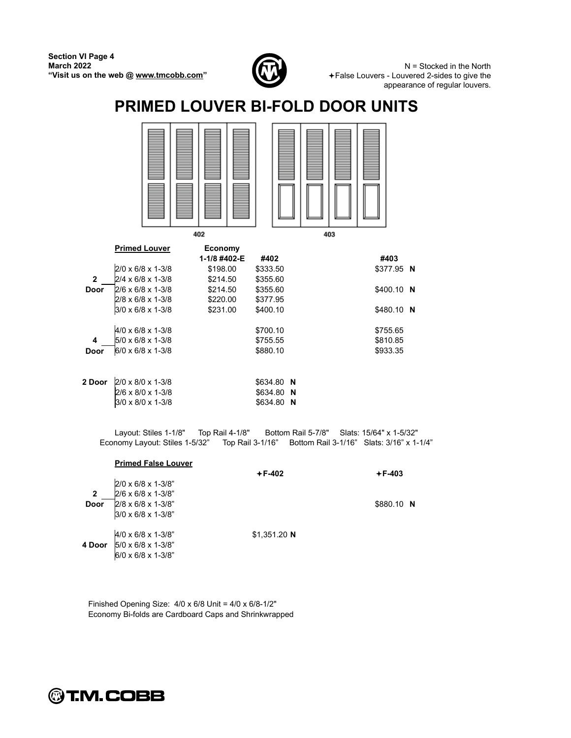Section VI Page 4
March 2022
"Visit us on the web @ www.tmcobb.com"

N = Stocked in the North
✦False Louvers - Louvered 2-sides to give the appearance of regular louvers.

# PRIMED LOUVER BI-FOLD DOOR UNITS

402 403

| | Primed Louver | Economy 1-1/8 #402-E | #402 | #403 |
|---|---|---|---|---|
| 2 Door | 2/0 x 6/8 x 1-3/8 | $198.00 | $333.50 | $377.95 **N** |
| | 2/4 x 6/8 x 1-3/8 | $214.50 | $355.60 | |
| | 2/6 x 6/8 x 1-3/8 | $214.50 | $355.60 | $400.10 **N** |
| | 2/8 x 6/8 x 1-3/8 | $220.00 | $377.95 | |
| | 3/0 x 6/8 x 1-3/8 | $231.00 | $400.10 | $480.10 **N** |
| 4 Door | 4/0 x 6/8 x 1-3/8 | | $700.10 | $755.65 |
| | 5/0 x 6/8 x 1-3/8 | | $755.55 | $810.85 |
| | 6/0 x 6/8 x 1-3/8 | | $880.10 | $933.35 |
| 2 Door | 2/0 x 8/0 x 1-3/8 | | $634.80 **N** | |
| | 2/6 x 8/0 x 1-3/8 | | $634.80 **N** | |
| | 3/0 x 8/0 x 1-3/8 | | $634.80 **N** | |

Layout: Stiles 1-1/8" Top Rail 4-1/8" Bottom Rail 5-7/8" Slats: 15/64" x 1-5/32"
Economy Layout: Stiles 1-5/32" Top Rail 3-1/16" Bottom Rail 3-1/16" Slats: 3/16" x 1-1/4"

| | Primed False Louver | ✦F-402 | ✦F-403 |
|---|---|---|---|
| 2 Door | 2/0 x 6/8 x 1-3/8" | | |
| | 2/6 x 6/8 x 1-3/8" | | |
| | 2/8 x 6/8 x 1-3/8" | | $880.10 **N** |
| | 3/0 x 6/8 x 1-3/8" | | |
| 4 Door | 4/0 x 6/8 x 1-3/8" | $1,351.20 **N** | |
| | 5/0 x 6/8 x 1-3/8" | | |
| | 6/0 x 6/8 x 1-3/8" | | |

Finished Opening Size: 4/0 x 6/8 Unit = 4/0 x 6/8-1/2"
Economy Bi-folds are Cardboard Caps and Shrinkwrapped

T.M. COBB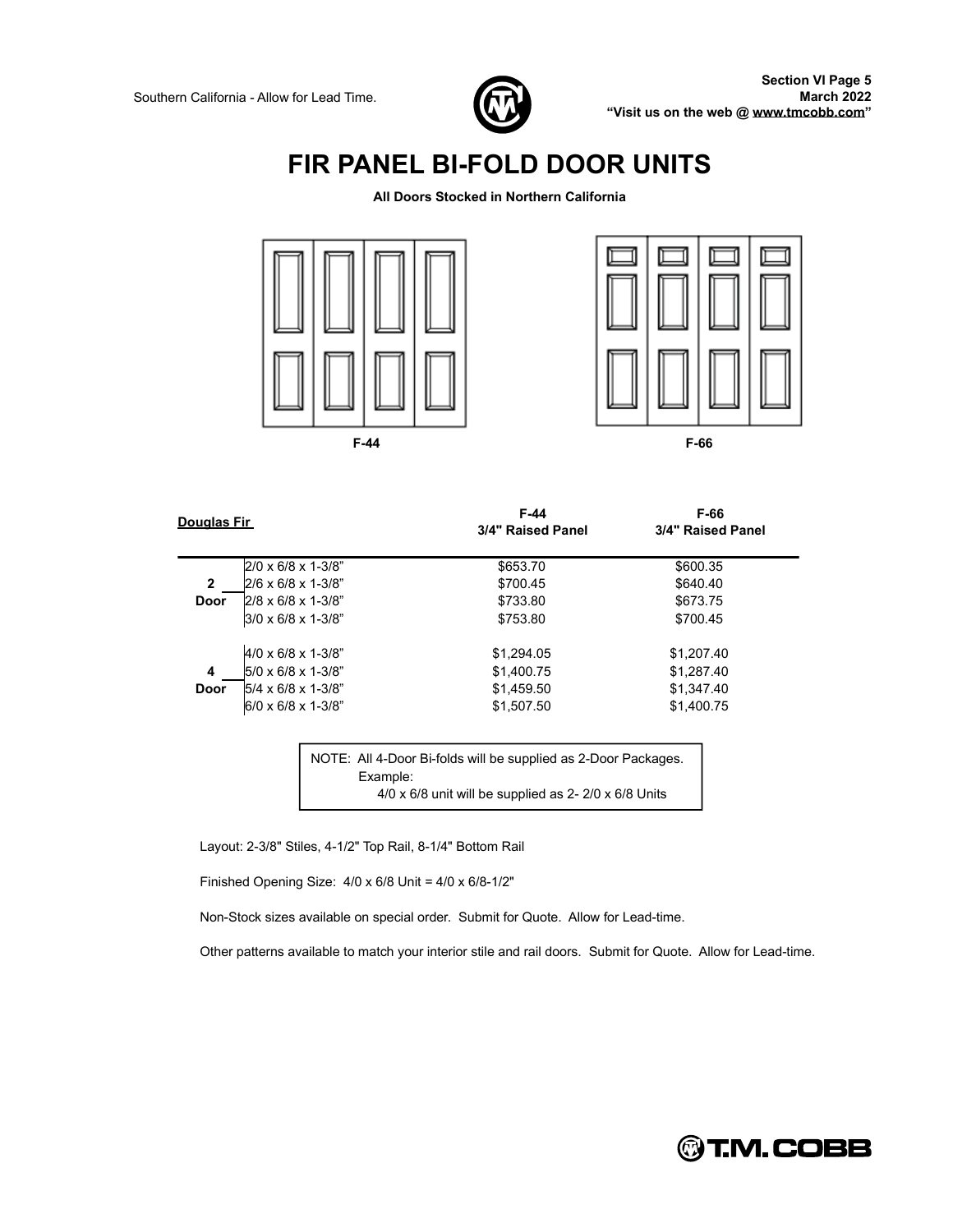# FIR PANEL BI-FOLD DOOR UNITS

**All Doors Stocked in Northern California**

F-44

F-66

| Douglas Fir | | F-44 3/4" Raised Panel | F-66 3/4" Raised Panel |
|---|---|---|---|
| **2 Door** | 2/0 x 6/8 x 1-3/8” | $653.70 | $600.35 |
| | 2/6 x 6/8 x 1-3/8” | $700.45 | $640.40 |
| | 2/8 x 6/8 x 1-3/8” | $733.80 | $673.75 |
| | 3/0 x 6/8 x 1-3/8” | $753.80 | $700.45 |
| **4 Door** | 4/0 x 6/8 x 1-3/8” | $1,294.05 | $1,207.40 |
| | 5/0 x 6/8 x 1-3/8” | $1,400.75 | $1,287.40 |
| | 5/4 x 6/8 x 1-3/8” | $1,459.50 | $1,347.40 |
| | 6/0 x 6/8 x 1-3/8” | $1,507.50 | $1,400.75 |

> NOTE: All 4-Door Bi-folds will be supplied as 2-Door Packages.
> Example:
> 4/0 x 6/8 unit will be supplied as 2- 2/0 x 6/8 Units

Layout: 2-3/8" Stiles, 4-1/2" Top Rail, 8-1/4" Bottom Rail

Finished Opening Size: 4/0 x 6/8 Unit = 4/0 x 6/8-1/2"

Non-Stock sizes available on special order. Submit for Quote. Allow for Lead-time.

Other patterns available to match your interior stile and rail doors. Submit for Quote. Allow for Lead-time.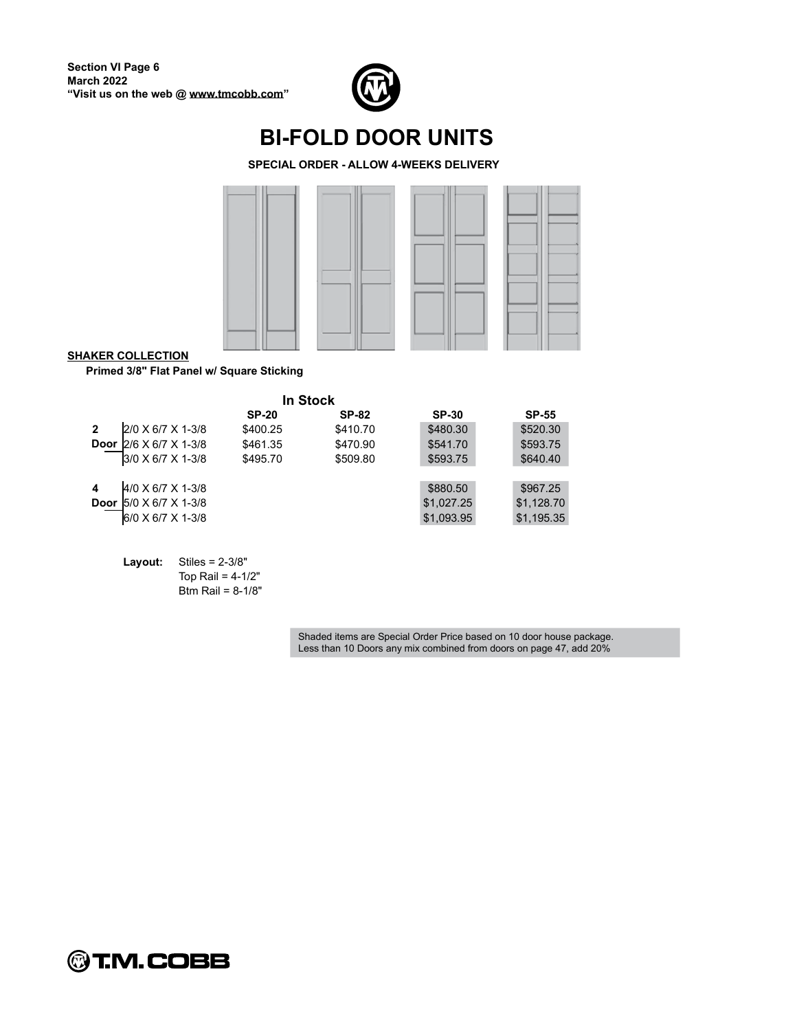# BI-FOLD DOOR UNITS

**SPECIAL ORDER - ALLOW 4-WEEKS DELIVERY**

**SHAKER COLLECTION**

**Primed 3/8" Flat Panel w/ Square Sticking**

| | | In Stock | | | |
|---|---|---|---|---|---|
| | | **SP-20** | **SP-82** | **SP-30** | **SP-55** |
| **2 Door** | 2/0 X 6/7 X 1-3/8 | $400.25 | $410.70 | $480.30 | $520.30 |
| | 2/6 X 6/7 X 1-3/8 | $461.35 | $470.90 | $541.70 | $593.75 |
| | 3/0 X 6/7 X 1-3/8 | $495.70 | $509.80 | $593.75 | $640.40 |
| **4 Door** | 4/0 X 6/7 X 1-3/8 | | | $880.50 | $967.25 |
| | 5/0 X 6/7 X 1-3/8 | | | $1,027.25 | $1,128.70 |
| | 6/0 X 6/7 X 1-3/8 | | | $1,093.95 | $1,195.35 |

**Layout:** Stiles = 2-3/8"
Top Rail = 4-1/2"
Btm Rail = 8-1/8"

Shaded items are Special Order Price based on 10 door house package.
Less than 10 Doors any mix combined from doors on page 47, add 20%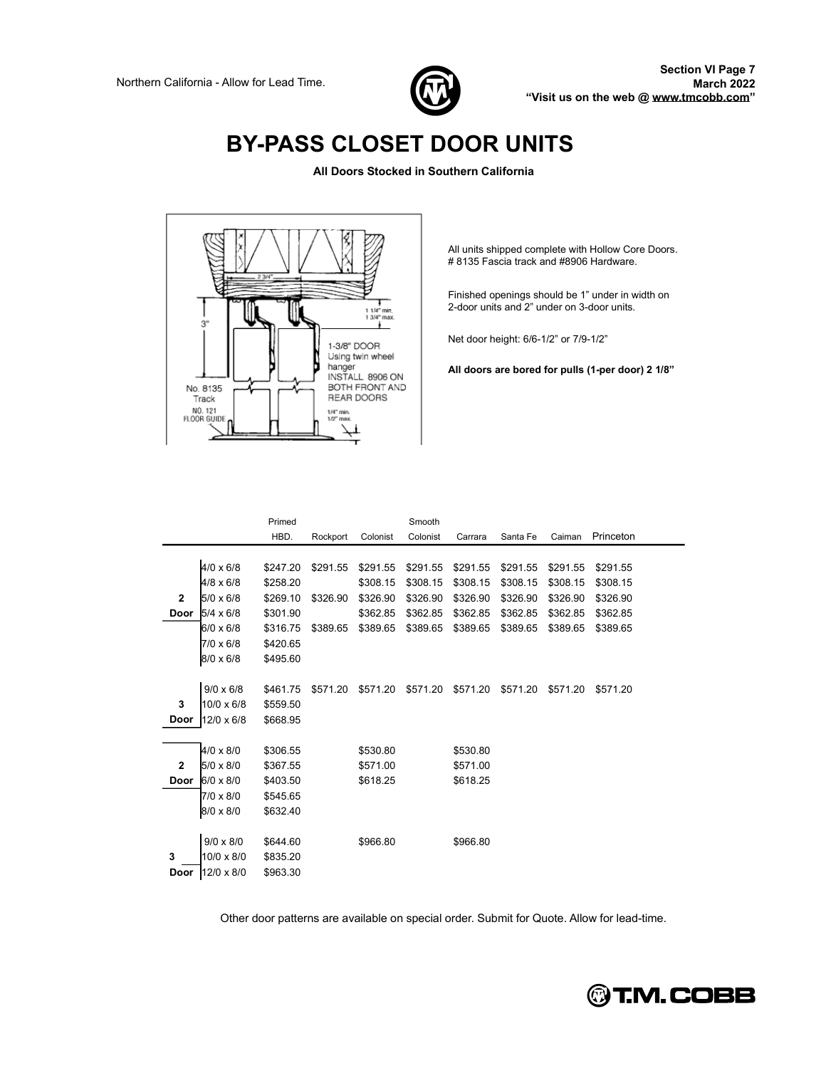# BY-PASS CLOSET DOOR UNITS

**All Doors Stocked in Southern California**

All units shipped complete with Hollow Core Doors. # 8135 Fascia track and #8906 Hardware.

Finished openings should be 1" under in width on 2-door units and 2" under on 3-door units.

Net door height: 6/6-1/2" or 7/9-1/2"

**All doors are bored for pulls (1-per door) 2 1/8"**

| | | Primed HBD. | Rockport | Colonist | Smooth Colonist | Carrara | Santa Fe | Caiman | Princeton |
|---|---|---|---|---|---|---|---|---|---|
| **2 Door** | 4/0 x 6/8 | $247.20 | $291.55 | $291.55 | $291.55 | $291.55 | $291.55 | $291.55 | $291.55 |
| | 4/8 x 6/8 | $258.20 | | $308.15 | $308.15 | $308.15 | $308.15 | $308.15 | $308.15 |
| | 5/0 x 6/8 | $269.10 | $326.90 | $326.90 | $326.90 | $326.90 | $326.90 | $326.90 | $326.90 |
| | 5/4 x 6/8 | $301.90 | | $362.85 | $362.85 | $362.85 | $362.85 | $362.85 | $362.85 |
| | 6/0 x 6/8 | $316.75 | $389.65 | $389.65 | $389.65 | $389.65 | $389.65 | $389.65 | $389.65 |
| | 7/0 x 6/8 | $420.65 | | | | | | | |
| | 8/0 x 6/8 | $495.60 | | | | | | | |
| **3 Door** | 9/0 x 6/8 | $461.75 | $571.20 | $571.20 | $571.20 | $571.20 | $571.20 | $571.20 | $571.20 |
| | 10/0 x 6/8 | $559.50 | | | | | | | |
| | 12/0 x 6/8 | $668.95 | | | | | | | |
| **2 Door** | 4/0 x 8/0 | $306.55 | | $530.80 | | $530.80 | | | |
| | 5/0 x 8/0 | $367.55 | | $571.00 | | $571.00 | | | |
| | 6/0 x 8/0 | $403.50 | | $618.25 | | $618.25 | | | |
| | 7/0 x 8/0 | $545.65 | | | | | | | |
| | 8/0 x 8/0 | $632.40 | | | | | | | |
| **3 Door** | 9/0 x 8/0 | $644.60 | | $966.80 | | $966.80 | | | |
| | 10/0 x 8/0 | $835.20 | | | | | | | |
| | 12/0 x 8/0 | $963.30 | | | | | | | |

Other door patterns are available on special order. Submit for Quote. Allow for lead-time.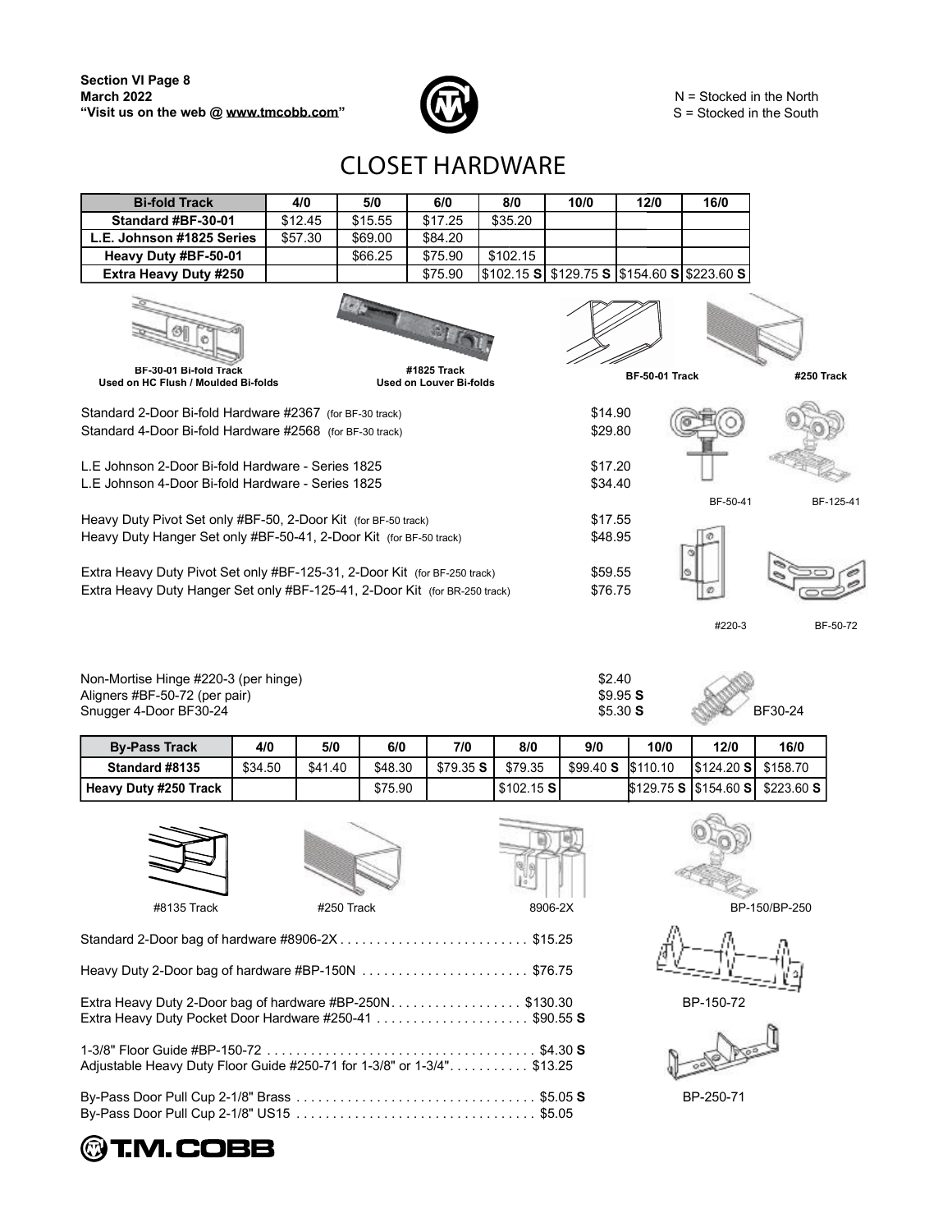N = Stocked in the North
S = Stocked in the South

# CLOSET HARDWARE

| Bi-fold Track | 4/0 | 5/0 | 6/0 | 8/0 | 10/0 | 12/0 | 16/0 |
|---|---|---|---|---|---|---|---|
| Standard #BF-30-01 | $12.45 | $15.55 | $17.25 | $35.20 | | | |
| L.E. Johnson #1825 Series | $57.30 | $69.00 | $84.20 | | | | |
| Heavy Duty #BF-50-01 | | $66.25 | $75.90 | $102.15 | | | |
| Extra Heavy Duty #250 | | | $75.90 | $102.15 **S** | $129.75 **S** | $154.60 **S** | $223.60 **S** |

BF-30-01 Bi-fold Track
Used on HC Flush / Moulded Bi-folds

#1825 Track
Used on Louver Bi-folds

BF-50-01 Track

#250 Track

Standard 2-Door Bi-fold Hardware #2367 (for BF-30 track) $14.90
Standard 4-Door Bi-fold Hardware #2568 (for BF-30 track) $29.80

L.E Johnson 2-Door Bi-fold Hardware - Series 1825 $17.20
L.E Johnson 4-Door Bi-fold Hardware - Series 1825 $34.40

BF-50-41 BF-125-41

Heavy Duty Pivot Set only #BF-50, 2-Door Kit (for BF-50 track) $17.55
Heavy Duty Hanger Set only #BF-50-41, 2-Door Kit (for BF-50 track) $48.95

Extra Heavy Duty Pivot Set only #BF-125-31, 2-Door Kit (for BF-250 track) $59.55
Extra Heavy Duty Hanger Set only #BF-125-41, 2-Door Kit (for BR-250 track) $76.75

#220-3 BF-50-72

Non-Mortise Hinge #220-3 (per hinge) $2.40
Aligners #BF-50-72 (per pair) $9.95 **S**
Snugger 4-Door BF30-24 $5.30 **S**

BF30-24

| By-Pass Track | 4/0 | 5/0 | 6/0 | 7/0 | 8/0 | 9/0 | 10/0 | 12/0 | 16/0 |
|---|---|---|---|---|---|---|---|---|---|
| Standard #8135 | $34.50 | $41.40 | $48.30 | $79.35 **S** | $79.35 | $99.40 **S** | $110.10 | $124.20 **S** | $158.70 |
| Heavy Duty #250 Track | | | $75.90 | | $102.15 **S** | | $129.75 **S** | $154.60 **S** | $223.60 **S** |

#8135 Track #250 Track 8906-2X BP-150/BP-250

Standard 2-Door bag of hardware #8906-2X . . . . . . . . . . . . . . . . . . . . . . . . . . $15.25

Heavy Duty 2-Door bag of hardware #BP-150N . . . . . . . . . . . . . . . . . . . . . . . $76.75

Extra Heavy Duty 2-Door bag of hardware #BP-250N. . . . . . . . . . . . . . . . . . $130.30
Extra Heavy Duty Pocket Door Hardware #250-41 . . . . . . . . . . . . . . . . . . . . . $90.55 **S**

BP-150-72

1-3/8" Floor Guide #BP-150-72 . . . . . . . . . . . . . . . . . . . . . . . . . . . . . . . . . . . . . $4.30 **S**
Adjustable Heavy Duty Floor Guide #250-71 for 1-3/8" or 1-3/4". . . . . . . . . . . $13.25

BP-250-71

By-Pass Door Pull Cup 2-1/8" Brass . . . . . . . . . . . . . . . . . . . . . . . . . . . . . . . . $5.05 **S**
By-Pass Door Pull Cup 2-1/8" US15 . . . . . . . . . . . . . . . . . . . . . . . . . . . . . . . . $5.05

T.M. COBB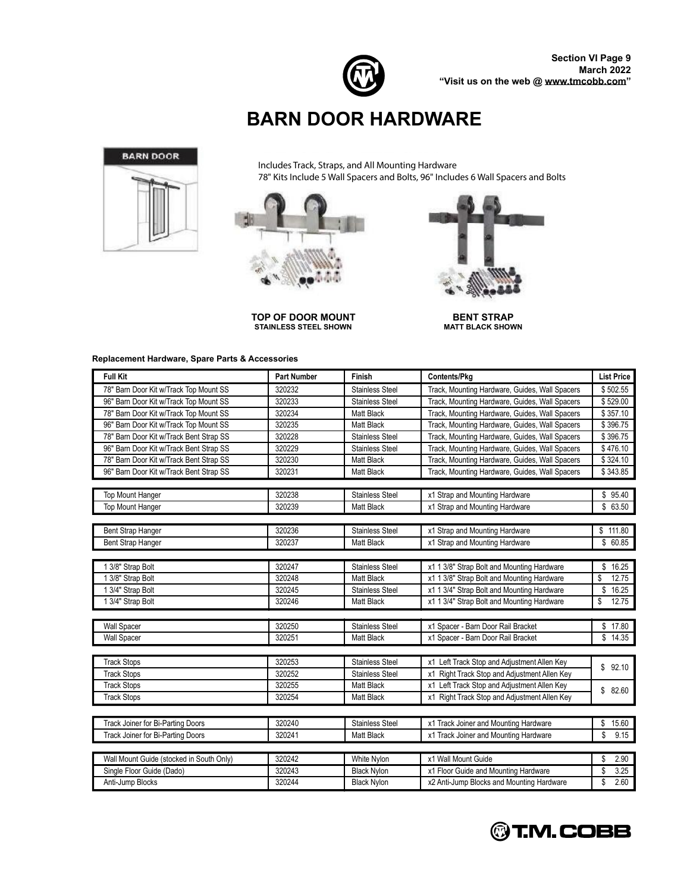Section VI Page 9
March 2022
"Visit us on the web @ www.tmcobb.com"

# BARN DOOR HARDWARE

BARN DOOR

Includes Track, Straps, and All Mounting Hardware
78" Kits Include 5 Wall Spacers and Bolts, 96" Includes 6 Wall Spacers and Bolts

**TOP OF DOOR MOUNT**
**STAINLESS STEEL SHOWN**

**BENT STRAP**
**MATT BLACK SHOWN**

**Replacement Hardware, Spare Parts & Accessories**

| Full Kit | Part Number | Finish | Contents/Pkg | List Price |
|---|---|---|---|---|
| 78" Barn Door Kit w/Track Top Mount SS | 320232 | Stainless Steel | Track, Mounting Hardware, Guides, Wall Spacers | $ 502.55 |
| 96" Barn Door Kit w/Track Top Mount SS | 320233 | Stainless Steel | Track, Mounting Hardware, Guides, Wall Spacers | $ 529.00 |
| 78" Barn Door Kit w/Track Top Mount SS | 320234 | Matt Black | Track, Mounting Hardware, Guides, Wall Spacers | $ 357.10 |
| 96" Barn Door Kit w/Track Top Mount SS | 320235 | Matt Black | Track, Mounting Hardware, Guides, Wall Spacers | $ 396.75 |
| 78" Barn Door Kit w/Track Bent Strap SS | 320228 | Stainless Steel | Track, Mounting Hardware, Guides, Wall Spacers | $ 396.75 |
| 96" Barn Door Kit w/Track Bent Strap SS | 320229 | Stainless Steel | Track, Mounting Hardware, Guides, Wall Spacers | $ 476.10 |
| 78" Barn Door Kit w/Track Bent Strap SS | 320230 | Matt Black | Track, Mounting Hardware, Guides, Wall Spacers | $ 324.10 |
| 96" Barn Door Kit w/Track Bent Strap SS | 320231 | Matt Black | Track, Mounting Hardware, Guides, Wall Spacers | $ 343.85 |
| Top Mount Hanger | 320238 | Stainless Steel | x1 Strap and Mounting Hardware | $ 95.40 |
| Top Mount Hanger | 320239 | Matt Black | x1 Strap and Mounting Hardware | $ 63.50 |
| Bent Strap Hanger | 320236 | Stainless Steel | x1 Strap and Mounting Hardware | $ 111.80 |
| Bent Strap Hanger | 320237 | Matt Black | x1 Strap and Mounting Hardware | $ 60.85 |
| 1 3/8" Strap Bolt | 320247 | Stainless Steel | x1 1 3/8" Strap Bolt and Mounting Hardware | $ 16.25 |
| 1 3/8" Strap Bolt | 320248 | Matt Black | x1 1 3/8" Strap Bolt and Mounting Hardware | $ 12.75 |
| 1 3/4" Strap Bolt | 320245 | Stainless Steel | x1 1 3/4" Strap Bolt and Mounting Hardware | $ 16.25 |
| 1 3/4" Strap Bolt | 320246 | Matt Black | x1 1 3/4" Strap Bolt and Mounting Hardware | $ 12.75 |
| Wall Spacer | 320250 | Stainless Steel | x1 Spacer - Barn Door Rail Bracket | $ 17.80 |
| Wall Spacer | 320251 | Matt Black | x1 Spacer - Barn Door Rail Bracket | $ 14.35 |
| Track Stops | 320253 | Stainless Steel | x1 Left Track Stop and Adjustment Allen Key | $ 92.10 |
| Track Stops | 320252 | Stainless Steel | x1 Right Track Stop and Adjustment Allen Key | |
| Track Stops | 320255 | Matt Black | x1 Left Track Stop and Adjustment Allen Key | $ 82.60 |
| Track Stops | 320254 | Matt Black | x1 Right Track Stop and Adjustment Allen Key | |
| Track Joiner for Bi-Parting Doors | 320240 | Stainless Steel | x1 Track Joiner and Mounting Hardware | $ 15.60 |
| Track Joiner for Bi-Parting Doors | 320241 | Matt Black | x1 Track Joiner and Mounting Hardware | $ 9.15 |
| Wall Mount Guide (stocked in South Only) | 320242 | White Nylon | x1 Wall Mount Guide | $ 2.90 |
| Single Floor Guide (Dado) | 320243 | Black Nylon | x1 Floor Guide and Mounting Hardware | $ 3.25 |
| Anti-Jump Blocks | 320244 | Black Nylon | x2 Anti-Jump Blocks and Mounting Hardware | $ 2.60 |

T.M. COBB